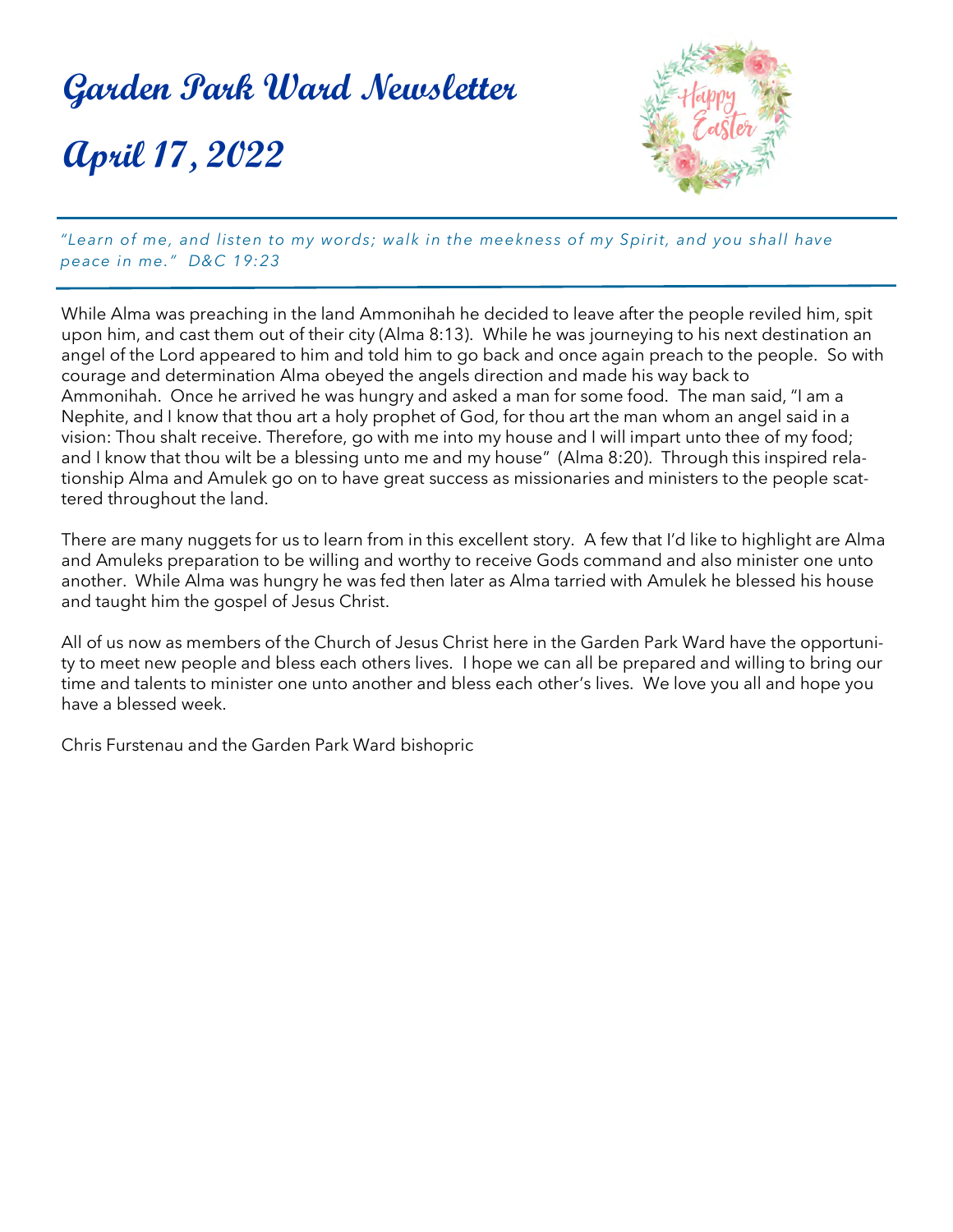# Garden Park Ward Newsletter

# April 17, 2022

*"Learn of me, and listen to my words; walk in the meekness of my Spirit, and you shall have peace in me." D&C 19:23*

While Alma was preaching in the land Ammonihah he decided to leave after the people reviled him, spit upon him, and cast them out of their city (Alma 8:13). While he was journeying to his next destination an angel of the Lord appeared to him and told him to go back and once again preach to the people. So with courage and determination Alma obeyed the angels direction and made his way back to Ammonihah. Once he arrived he was hungry and asked a man for some food. The man said, "I am a Nephite, and I know that thou art a holy prophet of God, for thou art the man whom an angel said in a vision: Thou shalt receive. Therefore, go with me into my house and I will impart unto thee of my food; and I know that thou wilt be a blessing unto me and my house" (Alma 8:20). Through this inspired relationship Alma and Amulek go on to have great success as missionaries and ministers to the people scattered throughout the land.

There are many nuggets for us to learn from in this excellent story. A few that I'd like to highlight are Alma and Amuleks preparation to be willing and worthy to receive Gods command and also minister one unto another. While Alma was hungry he was fed then later as Alma tarried with Amulek he blessed his house and taught him the gospel of Jesus Christ.

All of us now as members of the Church of Jesus Christ here in the Garden Park Ward have the opportunity to meet new people and bless each others lives. I hope we can all be prepared and willing to bring our time and talents to minister one unto another and bless each other's lives. We love you all and hope you have a blessed week.

Chris Furstenau and the Garden Park Ward bishopric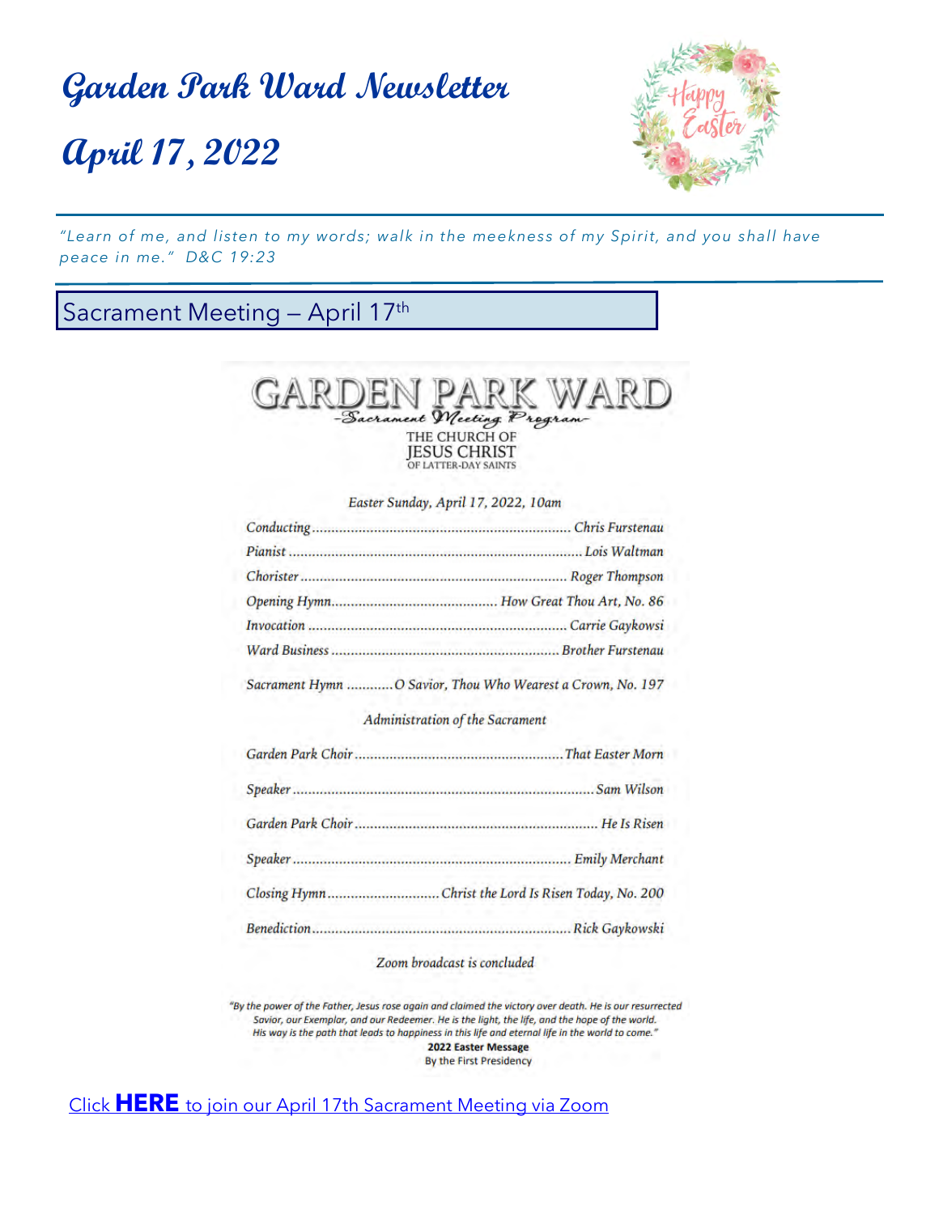# Garden Park Ward Newsletter

# April 17, 2022

*"Learn of me, and listen to my words; walk in the meekness of my Spirit, and you shall have peace in me." D&C 19:23*

## Sacrament Meeting – April 17th

# GARDEN PARK WARD

*-Sacrament Meeting Program-*

THE CHURCH OF JESUS CHRIST OF LATTER-DAY SAINTS

*Easter Sunday, April 17, 2022, 10am*

*Conducting* .......... *Chris Furstenau*

*Pianist* .......... *Lois Waltman*

*Chorister* .......... *Roger Thompson*

*Opening Hymn* .......... *How Great Thou Art, No. 86*

*Invocation* .......... *Carrie Gaykowsi*

*Ward Business* .......... *Brother Furstenau*

*Sacrament Hymn* .......... *O Savior, Thou Who Wearest a Crown, No. 197*

*Administration of the Sacrament*

*Garden Park Choir* .......... *That Easter Morn*

*Speaker* .......... *Sam Wilson*

*Garden Park Choir* .......... *He Is Risen*

*Speaker* .......... *Emily Merchant*

*Closing Hymn* .......... *Christ the Lord Is Risen Today, No. 200*

*Benediction* .......... *Rick Gaykowski*

*Zoom broadcast is concluded*

*"By the power of the Father, Jesus rose again and claimed the victory over death. He is our resurrected Savior, our Exemplar, and our Redeemer. He is the light, the life, and the hope of the world. His way is the path that leads to happiness in this life and eternal life in the world to come."*

**2022 Easter Message**

By the First Presidency

Click **HERE** to join our April 17th Sacrament Meeting via Zoom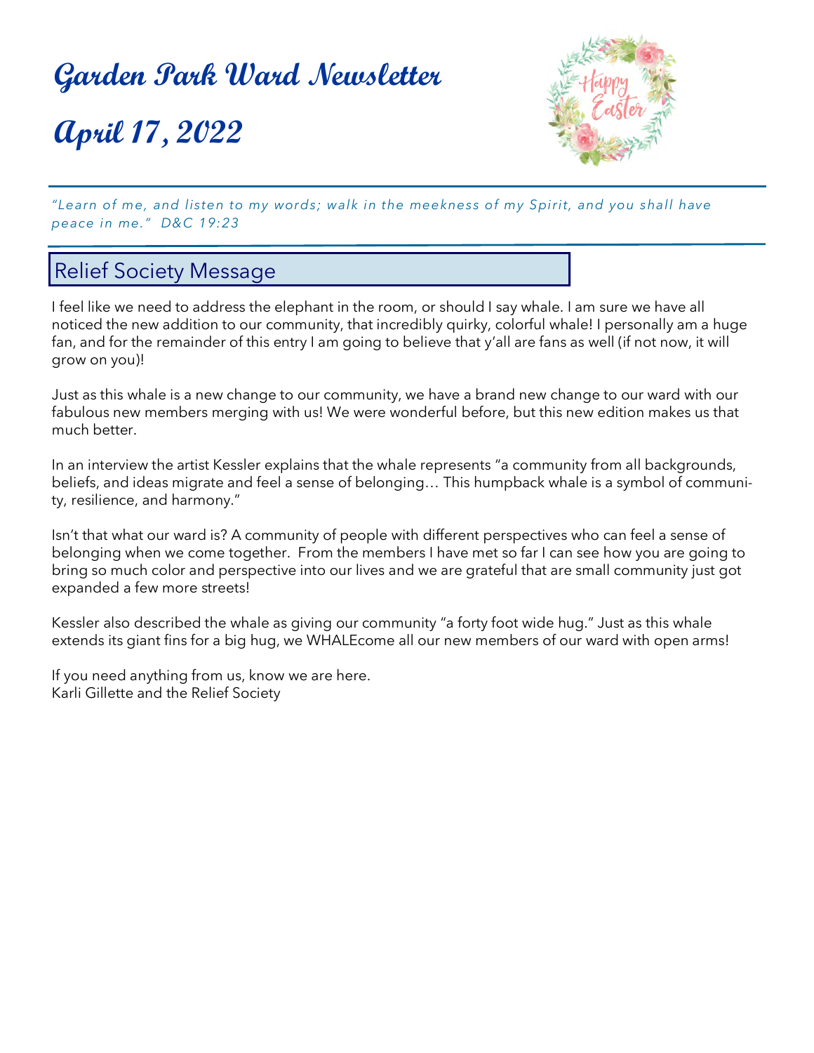# Garden Park Ward Newsletter

# April 17, 2022

*"Learn of me, and listen to my words; walk in the meekness of my Spirit, and you shall have peace in me." D&C 19:23*

## Relief Society Message

I feel like we need to address the elephant in the room, or should I say whale. I am sure we have all noticed the new addition to our community, that incredibly quirky, colorful whale! I personally am a huge fan, and for the remainder of this entry I am going to believe that y'all are fans as well (if not now, it will grow on you)!

Just as this whale is a new change to our community, we have a brand new change to our ward with our fabulous new members merging with us! We were wonderful before, but this new edition makes us that much better.

In an interview the artist Kessler explains that the whale represents "a community from all backgrounds, beliefs, and ideas migrate and feel a sense of belonging… This humpback whale is a symbol of community, resilience, and harmony."

Isn't that what our ward is? A community of people with different perspectives who can feel a sense of belonging when we come together. From the members I have met so far I can see how you are going to bring so much color and perspective into our lives and we are grateful that are small community just got expanded a few more streets!

Kessler also described the whale as giving our community "a forty foot wide hug." Just as this whale extends its giant fins for a big hug, we WHALEcome all our new members of our ward with open arms!

If you need anything from us, know we are here.
Karli Gillette and the Relief Society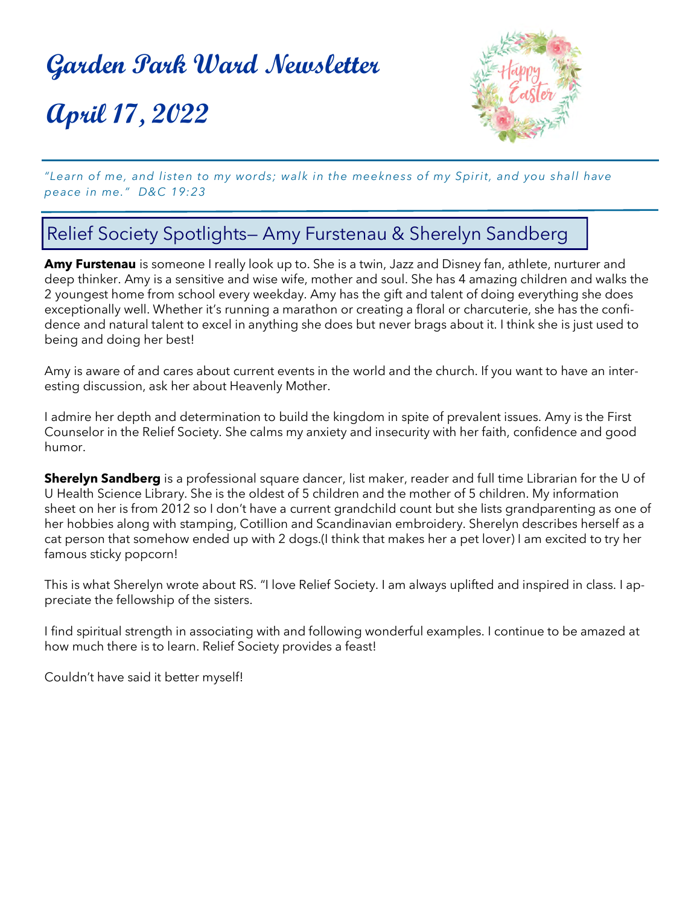# Garden Park Ward Newsletter

# April 17, 2022

*"Learn of me, and listen to my words; walk in the meekness of my Spirit, and you shall have peace in me." D&C 19:23*

## Relief Society Spotlights— Amy Furstenau & Sherelyn Sandberg

**Amy Furstenau** is someone I really look up to. She is a twin, Jazz and Disney fan, athlete, nurturer and deep thinker. Amy is a sensitive and wise wife, mother and soul. She has 4 amazing children and walks the 2 youngest home from school every weekday. Amy has the gift and talent of doing everything she does exceptionally well. Whether it's running a marathon or creating a floral or charcuterie, she has the confidence and natural talent to excel in anything she does but never brags about it. I think she is just used to being and doing her best!

Amy is aware of and cares about current events in the world and the church. If you want to have an interesting discussion, ask her about Heavenly Mother.

I admire her depth and determination to build the kingdom in spite of prevalent issues. Amy is the First Counselor in the Relief Society. She calms my anxiety and insecurity with her faith, confidence and good humor.

**Sherelyn Sandberg** is a professional square dancer, list maker, reader and full time Librarian for the U of U Health Science Library. She is the oldest of 5 children and the mother of 5 children. My information sheet on her is from 2012 so I don't have a current grandchild count but she lists grandparenting as one of her hobbies along with stamping, Cotillion and Scandinavian embroidery. Sherelyn describes herself as a cat person that somehow ended up with 2 dogs.(I think that makes her a pet lover) I am excited to try her famous sticky popcorn!

This is what Sherelyn wrote about RS. "I love Relief Society. I am always uplifted and inspired in class. I appreciate the fellowship of the sisters.

I find spiritual strength in associating with and following wonderful examples. I continue to be amazed at how much there is to learn. Relief Society provides a feast!

Couldn't have said it better myself!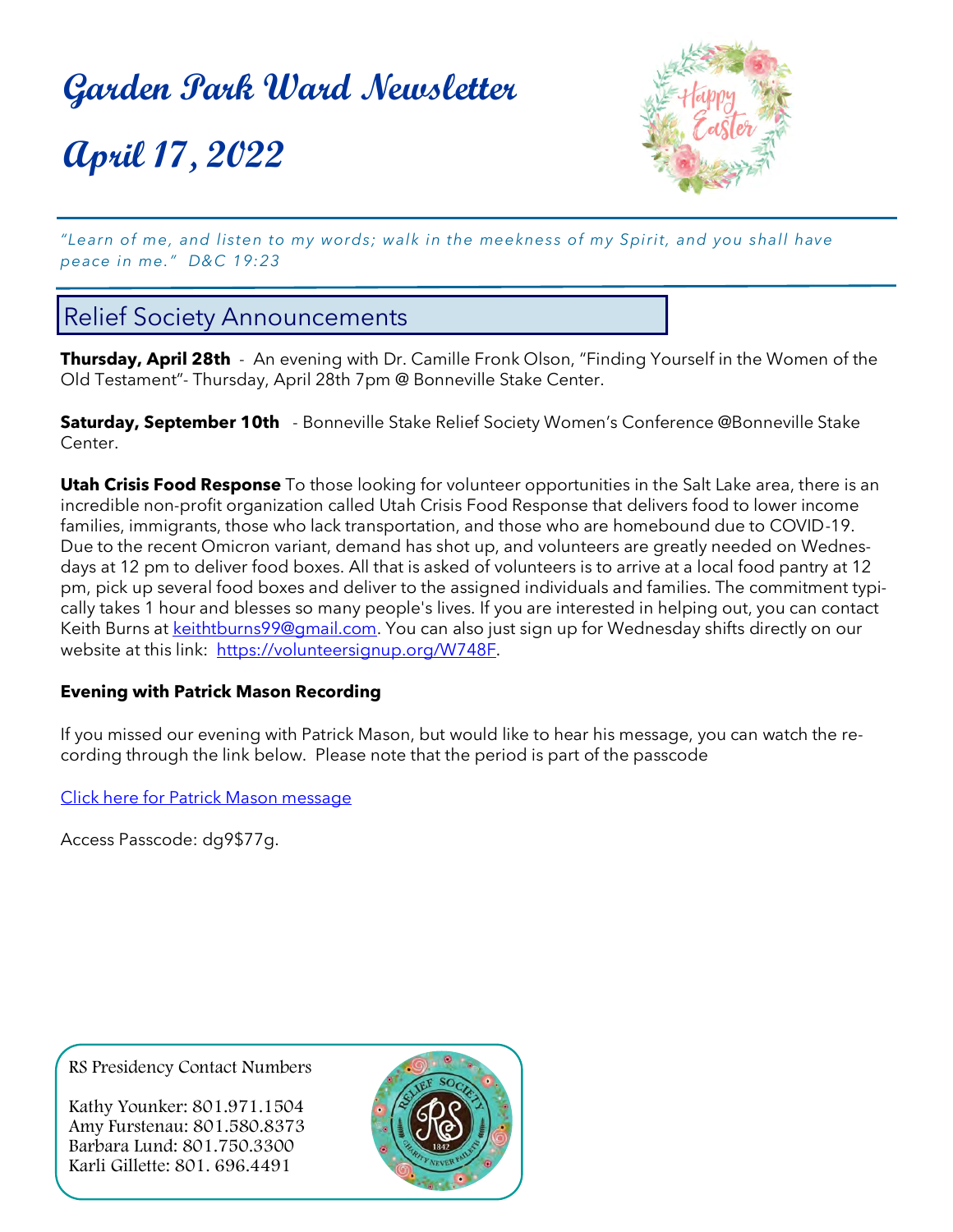# Garden Park Ward Newsletter

# April 17, 2022

*"Learn of me, and listen to my words; walk in the meekness of my Spirit, and you shall have peace in me." D&C 19:23*

## Relief Society Announcements

**Thursday, April 28th** - An evening with Dr. Camille Fronk Olson, "Finding Yourself in the Women of the Old Testament"- Thursday, April 28th 7pm @ Bonneville Stake Center.

**Saturday, September 10th** - Bonneville Stake Relief Society Women's Conference @Bonneville Stake Center.

**Utah Crisis Food Response** To those looking for volunteer opportunities in the Salt Lake area, there is an incredible non-profit organization called Utah Crisis Food Response that delivers food to lower income families, immigrants, those who lack transportation, and those who are homebound due to COVID-19. Due to the recent Omicron variant, demand has shot up, and volunteers are greatly needed on Wednesdays at 12 pm to deliver food boxes. All that is asked of volunteers is to arrive at a local food pantry at 12 pm, pick up several food boxes and deliver to the assigned individuals and families. The commitment typically takes 1 hour and blesses so many people's lives. If you are interested in helping out, you can contact Keith Burns at keithtburns99@gmail.com. You can also just sign up for Wednesday shifts directly on our website at this link: https://volunteersignup.org/W748F.

**Evening with Patrick Mason Recording**

If you missed our evening with Patrick Mason, but would like to hear his message, you can watch the recording through the link below. Please note that the period is part of the passcode

Click here for Patrick Mason message

Access Passcode: dg9$77g.

RS Presidency Contact Numbers

Kathy Younker: 801.971.1504
Amy Furstenau: 801.580.8373
Barbara Lund: 801.750.3300
Karli Gillette: 801. 696.4491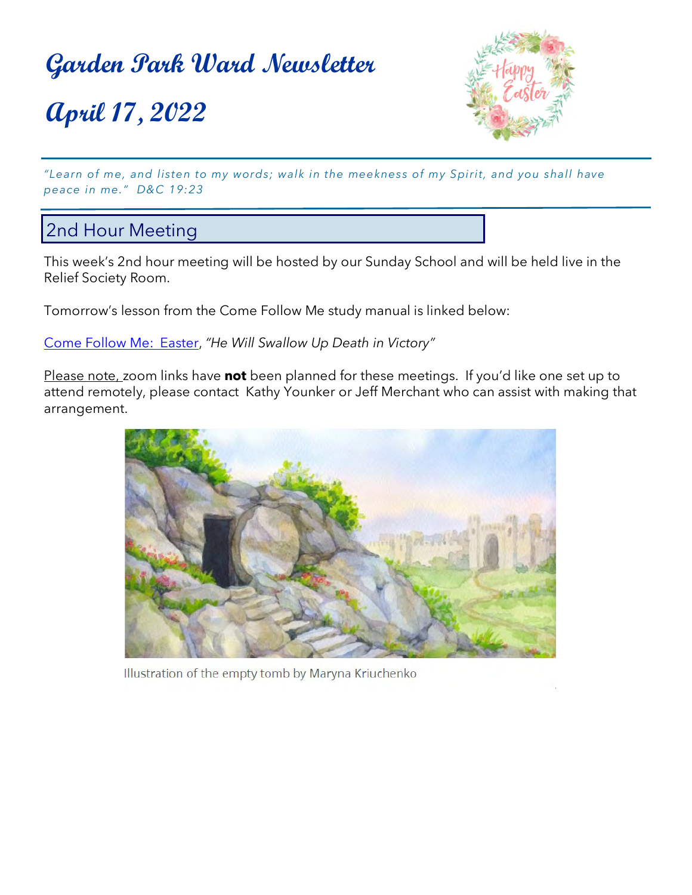# Garden Park Ward Newsletter

# April 17, 2022

*"Learn of me, and listen to my words; walk in the meekness of my Spirit, and you shall have peace in me." D&C 19:23*

## 2nd Hour Meeting

This week's 2nd hour meeting will be hosted by our Sunday School and will be held live in the Relief Society Room.

Tomorrow's lesson from the Come Follow Me study manual is linked below:

Come Follow Me: Easter, *"He Will Swallow Up Death in Victory"*

Please note, zoom links have **not** been planned for these meetings. If you'd like one set up to attend remotely, please contact Kathy Younker or Jeff Merchant who can assist with making that arrangement.

Illustration of the empty tomb by Maryna Kriuchenko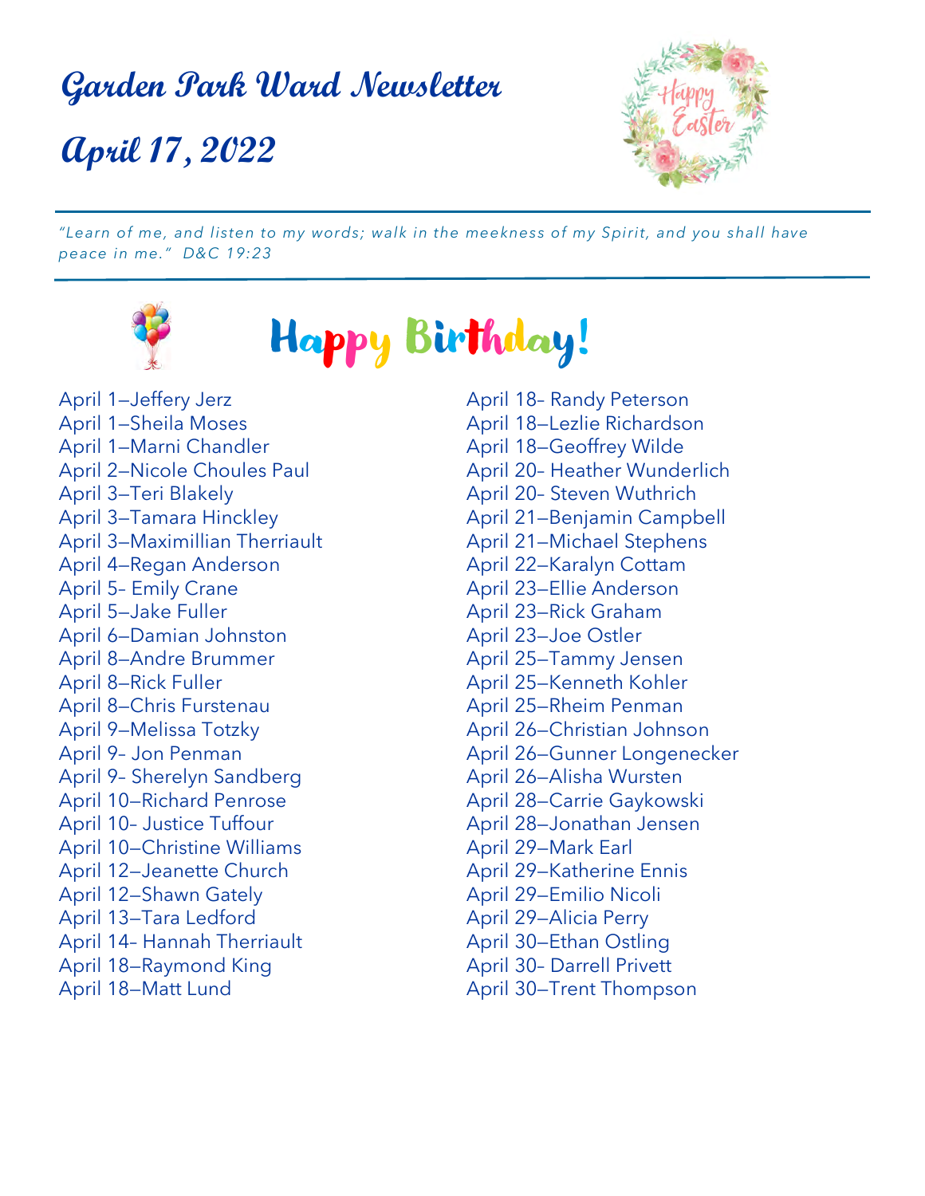# Garden Park Ward Newsletter

# April 17, 2022

*"Learn of me, and listen to my words; walk in the meekness of my Spirit, and you shall have peace in me." D&C 19:23*

## Happy Birthday!

April 1—Jeffery Jerz
April 1—Sheila Moses
April 1—Marni Chandler
April 2—Nicole Choules Paul
April 3—Teri Blakely
April 3—Tamara Hinckley
April 3—Maximillian Therriault
April 4—Regan Anderson
April 5- Emily Crane
April 5—Jake Fuller
April 6—Damian Johnston
April 8—Andre Brummer
April 8—Rick Fuller
April 8—Chris Furstenau
April 9—Melissa Totzky
April 9- Jon Penman
April 9- Sherelyn Sandberg
April 10—Richard Penrose
April 10- Justice Tuffour
April 10—Christine Williams
April 12—Jeanette Church
April 12—Shawn Gately
April 13—Tara Ledford
April 14- Hannah Therriault
April 18—Raymond King
April 18—Matt Lund
April 18- Randy Peterson
April 18—Lezlie Richardson
April 18—Geoffrey Wilde
April 20- Heather Wunderlich
April 20- Steven Wuthrich
April 21—Benjamin Campbell
April 21—Michael Stephens
April 22—Karalyn Cottam
April 23—Ellie Anderson
April 23—Rick Graham
April 23—Joe Ostler
April 25—Tammy Jensen
April 25—Kenneth Kohler
April 25—Rheim Penman
April 26—Christian Johnson
April 26—Gunner Longenecker
April 26—Alisha Wursten
April 28—Carrie Gaykowski
April 28—Jonathan Jensen
April 29—Mark Earl
April 29—Katherine Ennis
April 29—Emilio Nicoli
April 29—Alicia Perry
April 30—Ethan Ostling
April 30- Darrell Privett
April 30—Trent Thompson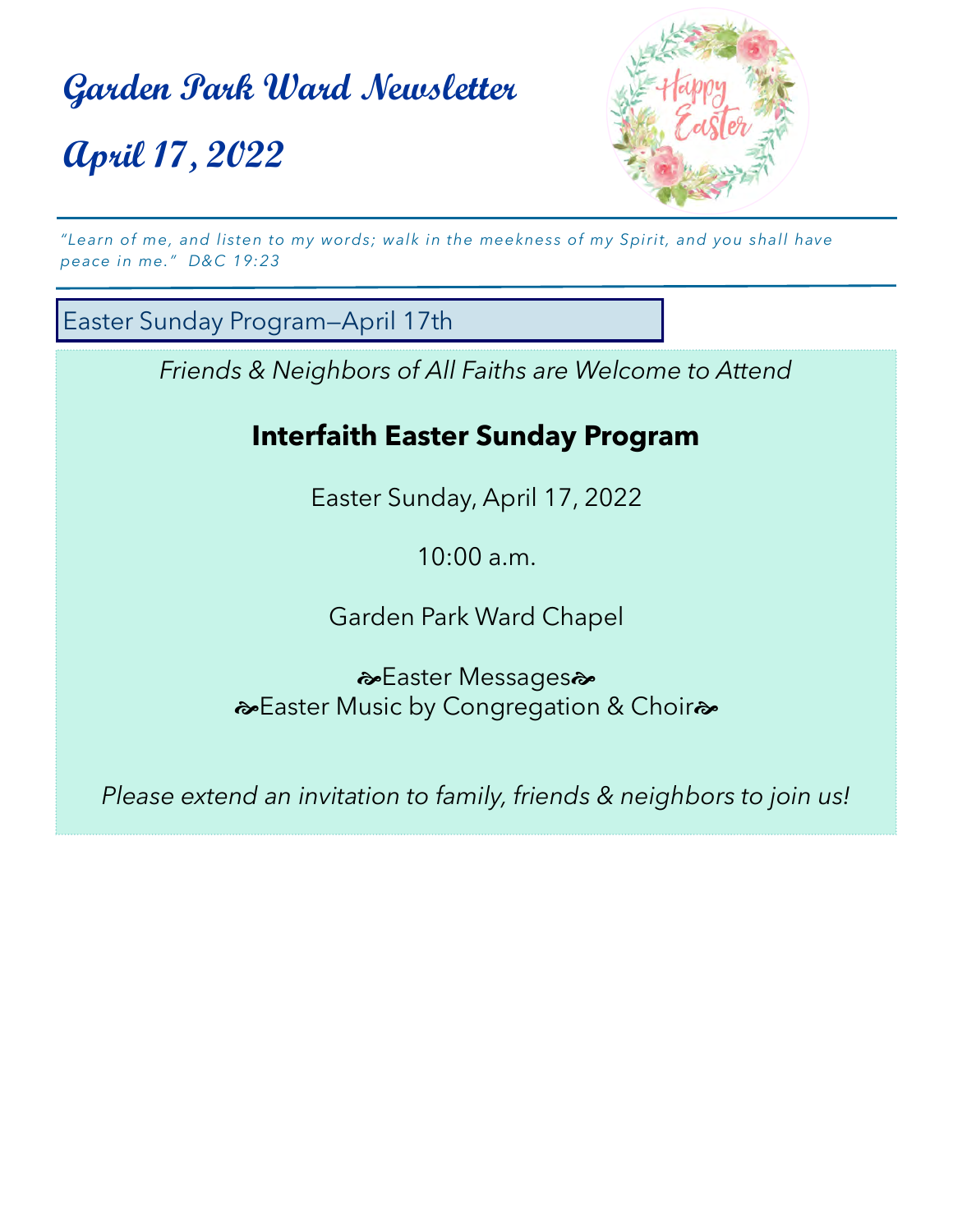# Garden Park Ward Newsletter

# April 17, 2022

*"Learn of me, and listen to my words; walk in the meekness of my Spirit, and you shall have peace in me." D&C 19:23*

## Easter Sunday Program—April 17th

*Friends & Neighbors of All Faiths are Welcome to Attend*

**Interfaith Easter Sunday Program**

Easter Sunday, April 17, 2022

10:00 a.m.

Garden Park Ward Chapel

❧Easter Messages❧
❧Easter Music by Congregation & Choir❧

*Please extend an invitation to family, friends & neighbors to join us!*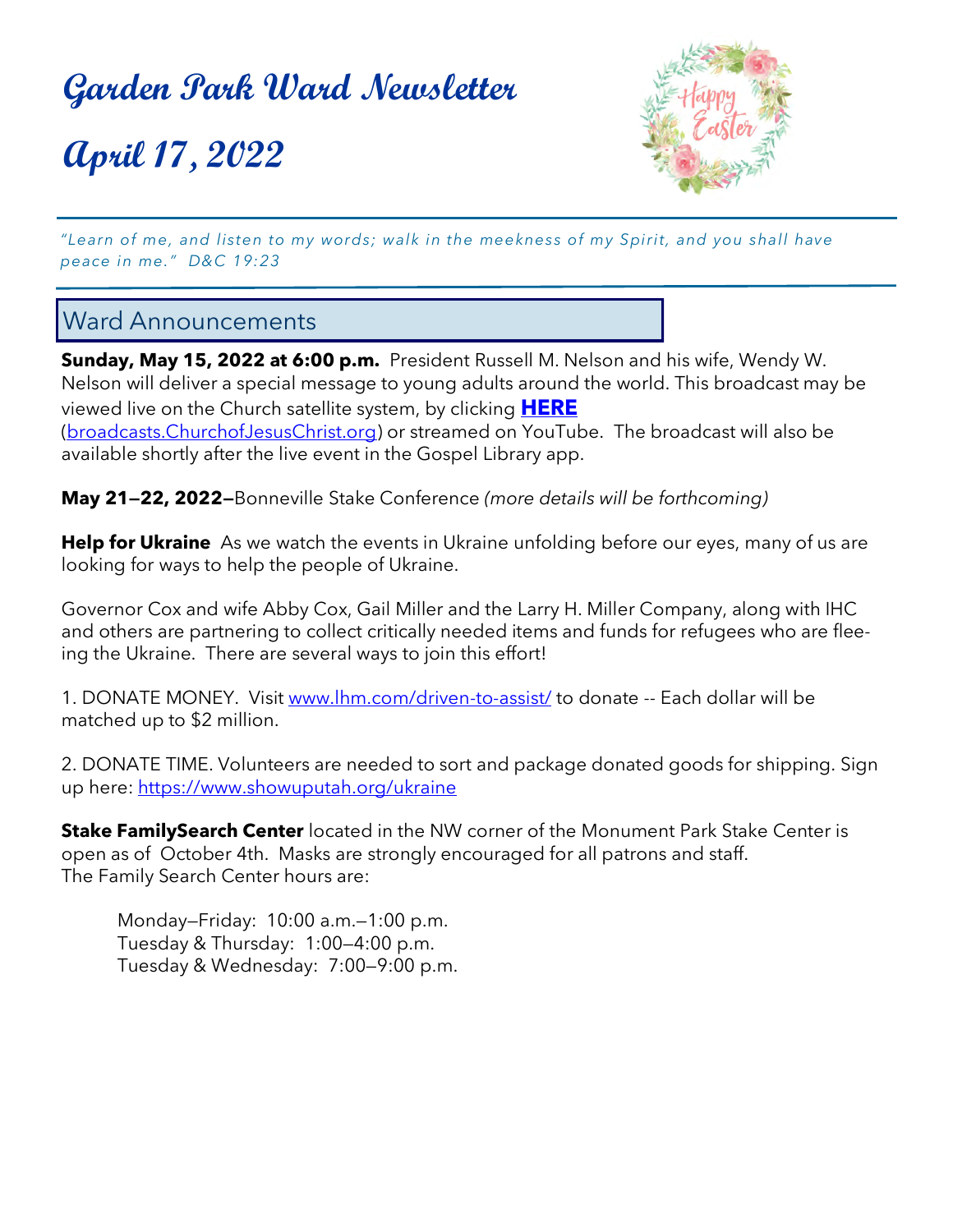# Garden Park Ward Newsletter

# April 17, 2022

*"Learn of me, and listen to my words; walk in the meekness of my Spirit, and you shall have peace in me." D&C 19:23*

## Ward Announcements

**Sunday, May 15, 2022 at 6:00 p.m.** President Russell M. Nelson and his wife, Wendy W. Nelson will deliver a special message to young adults around the world. This broadcast may be viewed live on the Church satellite system, by clicking **HERE** (broadcasts.ChurchofJesusChrist.org) or streamed on YouTube. The broadcast will also be available shortly after the live event in the Gospel Library app.

**May 21—22, 2022—**Bonneville Stake Conference *(more details will be forthcoming)*

**Help for Ukraine** As we watch the events in Ukraine unfolding before our eyes, many of us are looking for ways to help the people of Ukraine.

Governor Cox and wife Abby Cox, Gail Miller and the Larry H. Miller Company, along with IHC and others are partnering to collect critically needed items and funds for refugees who are fleeing the Ukraine. There are several ways to join this effort!

1. DONATE MONEY. Visit www.lhm.com/driven-to-assist/ to donate -- Each dollar will be matched up to $2 million.

2. DONATE TIME. Volunteers are needed to sort and package donated goods for shipping. Sign up here: https://www.showuputah.org/ukraine

**Stake FamilySearch Center** located in the NW corner of the Monument Park Stake Center is open as of October 4th. Masks are strongly encouraged for all patrons and staff.
The Family Search Center hours are:

Monday—Friday: 10:00 a.m.—1:00 p.m.
Tuesday & Thursday: 1:00—4:00 p.m.
Tuesday & Wednesday: 7:00—9:00 p.m.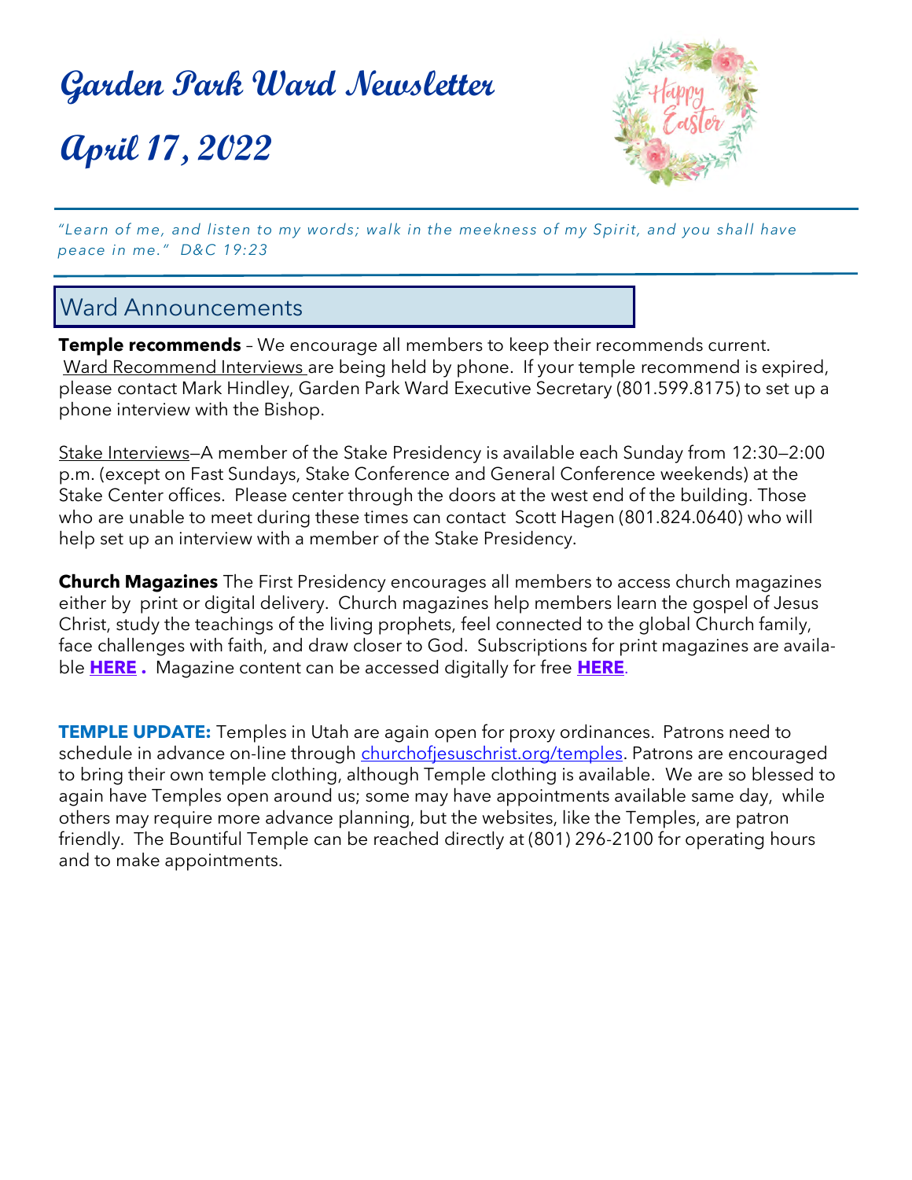# Garden Park Ward Newsletter

# April 17, 2022

*"Learn of me, and listen to my words; walk in the meekness of my Spirit, and you shall have peace in me." D&C 19:23*

## Ward Announcements

**Temple recommends** – We encourage all members to keep their recommends current. Ward Recommend Interviews are being held by phone. If your temple recommend is expired, please contact Mark Hindley, Garden Park Ward Executive Secretary (801.599.8175) to set up a phone interview with the Bishop.

Stake Interviews—A member of the Stake Presidency is available each Sunday from 12:30—2:00 p.m. (except on Fast Sundays, Stake Conference and General Conference weekends) at the Stake Center offices. Please center through the doors at the west end of the building. Those who are unable to meet during these times can contact Scott Hagen (801.824.0640) who will help set up an interview with a member of the Stake Presidency.

**Church Magazines** The First Presidency encourages all members to access church magazines either by print or digital delivery. Church magazines help members learn the gospel of Jesus Christ, study the teachings of the living prophets, feel connected to the global Church family, face challenges with faith, and draw closer to God. Subscriptions for print magazines are available **HERE .** Magazine content can be accessed digitally for free **HERE**.

**TEMPLE UPDATE:** Temples in Utah are again open for proxy ordinances. Patrons need to schedule in advance on-line through churchofjesuschrist.org/temples. Patrons are encouraged to bring their own temple clothing, although Temple clothing is available. We are so blessed to again have Temples open around us; some may have appointments available same day, while others may require more advance planning, but the websites, like the Temples, are patron friendly. The Bountiful Temple can be reached directly at (801) 296-2100 for operating hours and to make appointments.